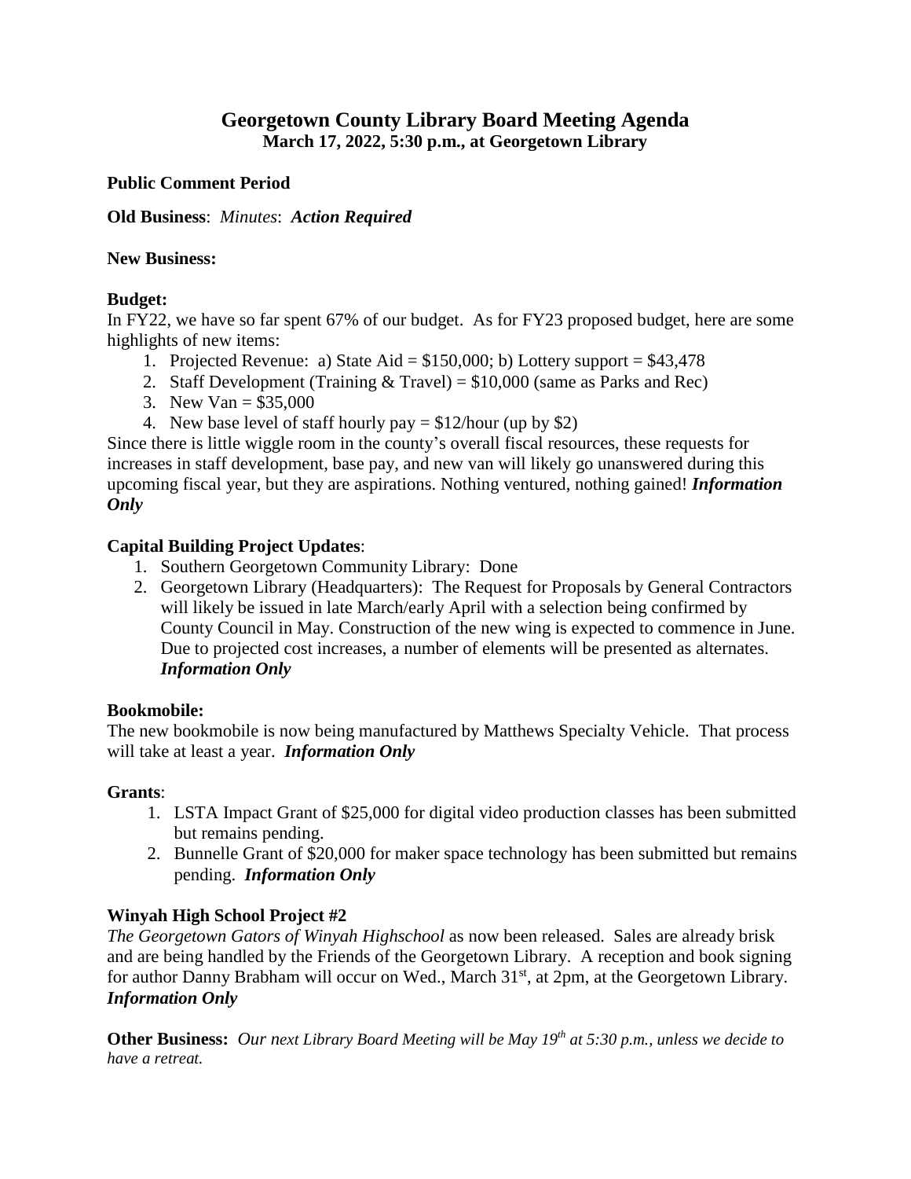# Georgetown County Library Board Meeting Agenda

**March 17, 2022, 5:30 p.m., at Georgetown Library**

**Public Comment Period**

**Old Business**: *Minutes*: ***Action Required***

**New Business:**

**Budget:**

In FY22, we have so far spent 67% of our budget. As for FY23 proposed budget, here are some highlights of new items:

1. Projected Revenue: a) State Aid = $150,000; b) Lottery support = $43,478
2. Staff Development (Training & Travel) = $10,000 (same as Parks and Rec)
3. New Van = $35,000
4. New base level of staff hourly pay = $12/hour (up by $2)

Since there is little wiggle room in the county's overall fiscal resources, these requests for increases in staff development, base pay, and new van will likely go unanswered during this upcoming fiscal year, but they are aspirations. Nothing ventured, nothing gained! ***Information Only***

**Capital Building Project Updates**:

1. Southern Georgetown Community Library: Done
2. Georgetown Library (Headquarters): The Request for Proposals by General Contractors will likely be issued in late March/early April with a selection being confirmed by County Council in May. Construction of the new wing is expected to commence in June. Due to projected cost increases, a number of elements will be presented as alternates. ***Information Only***

**Bookmobile:**

The new bookmobile is now being manufactured by Matthews Specialty Vehicle. That process will take at least a year. ***Information Only***

**Grants**:

1. LSTA Impact Grant of $25,000 for digital video production classes has been submitted but remains pending.
2. Bunnelle Grant of $20,000 for maker space technology has been submitted but remains pending. ***Information Only***

**Winyah High School Project #2**

*The Georgetown Gators of Winyah Highschool* as now been released. Sales are already brisk and are being handled by the Friends of the Georgetown Library. A reception and book signing for author Danny Brabham will occur on Wed., March 31st, at 2pm, at the Georgetown Library. ***Information Only***

**Other Business:** *Our next Library Board Meeting will be May 19th at 5:30 p.m., unless we decide to have a retreat.*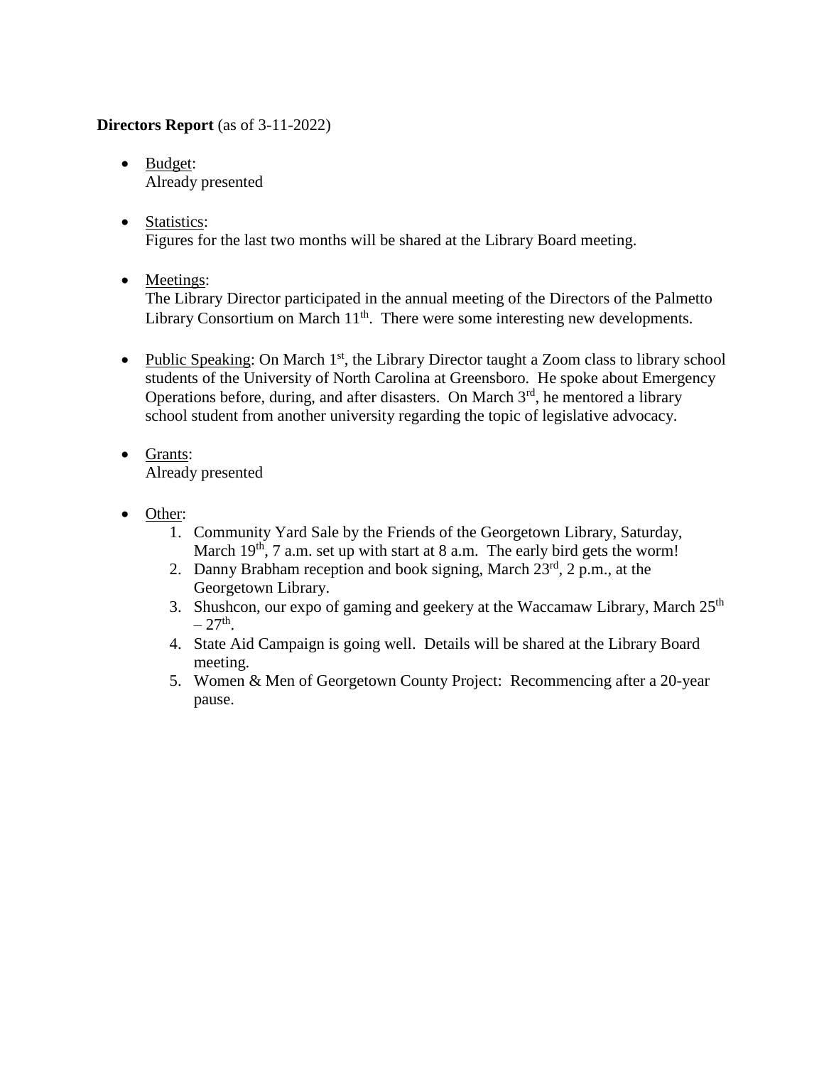**Directors Report** (as of 3-11-2022)

- Budget:
  Already presented

- Statistics:
  Figures for the last two months will be shared at the Library Board meeting.

- Meetings:
  The Library Director participated in the annual meeting of the Directors of the Palmetto Library Consortium on March 11th. There were some interesting new developments.

- Public Speaking: On March 1st, the Library Director taught a Zoom class to library school students of the University of North Carolina at Greensboro. He spoke about Emergency Operations before, during, and after disasters. On March 3rd, he mentored a library school student from another university regarding the topic of legislative advocacy.

- Grants:
  Already presented

- Other:
  1. Community Yard Sale by the Friends of the Georgetown Library, Saturday, March 19th, 7 a.m. set up with start at 8 a.m. The early bird gets the worm!
  2. Danny Brabham reception and book signing, March 23rd, 2 p.m., at the Georgetown Library.
  3. Shushcon, our expo of gaming and geekery at the Waccamaw Library, March 25th – 27th.
  4. State Aid Campaign is going well. Details will be shared at the Library Board meeting.
  5. Women & Men of Georgetown County Project: Recommencing after a 20-year pause.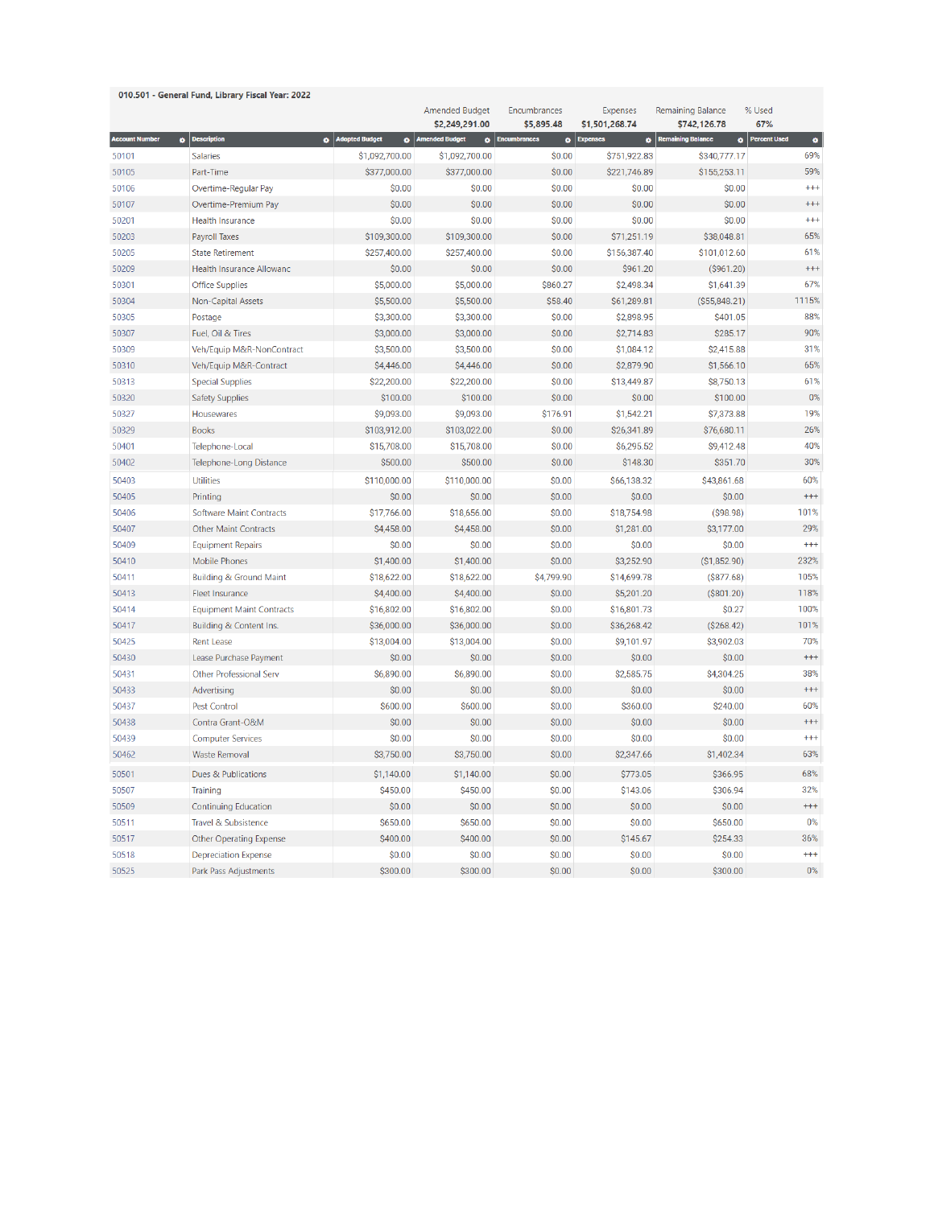**010.501 - General Fund, Library Fiscal Year: 2022**

| Amended Budget | Encumbrances | Expenses | Remaining Balance | % Used |
|---|---|---|---|---|
| $2,249,291.00 | $5,895.48 | $1,501,268.74 | $742,126.78 | 67% |

| Account Number | Description | Adopted Budget | Amended Budget | Encumbrances | Expenses | Remaining Balance | Percent Used |
|---|---|---|---|---|---|---|---|
| 50101 | Salaries | $1,092,700.00 | $1,092,700.00 | $0.00 | $751,922.83 | $340,777.17 | 69% |
| 50105 | Part-Time | $377,000.00 | $377,000.00 | $0.00 | $221,746.89 | $155,253.11 | 59% |
| 50106 | Overtime-Regular Pay | $0.00 | $0.00 | $0.00 | $0.00 | $0.00 | +++ |
| 50107 | Overtime-Premium Pay | $0.00 | $0.00 | $0.00 | $0.00 | $0.00 | +++ |
| 50201 | Health Insurance | $0.00 | $0.00 | $0.00 | $0.00 | $0.00 | +++ |
| 50203 | Payroll Taxes | $109,300.00 | $109,300.00 | $0.00 | $71,251.19 | $38,048.81 | 65% |
| 50205 | State Retirement | $257,400.00 | $257,400.00 | $0.00 | $156,387.40 | $101,012.60 | 61% |
| 50209 | Health Insurance Allowanc | $0.00 | $0.00 | $0.00 | $961.20 | ($961.20) | +++ |
| 50301 | Office Supplies | $5,000.00 | $5,000.00 | $860.27 | $2,498.34 | $1,641.39 | 67% |
| 50304 | Non-Capital Assets | $5,500.00 | $5,500.00 | $58.40 | $61,289.81 | ($55,848.21) | 1115% |
| 50305 | Postage | $3,300.00 | $3,300.00 | $0.00 | $2,898.95 | $401.05 | 88% |
| 50307 | Fuel, Oil & Tires | $3,000.00 | $3,000.00 | $0.00 | $2,714.83 | $285.17 | 90% |
| 50309 | Veh/Equip M&R-NonContract | $3,500.00 | $3,500.00 | $0.00 | $1,084.12 | $2,415.88 | 31% |
| 50310 | Veh/Equip M&R-Contract | $4,446.00 | $4,446.00 | $0.00 | $2,879.90 | $1,566.10 | 65% |
| 50313 | Special Supplies | $22,200.00 | $22,200.00 | $0.00 | $13,449.87 | $8,750.13 | 61% |
| 50320 | Safety Supplies | $100.00 | $100.00 | $0.00 | $0.00 | $100.00 | 0% |
| 50327 | Housewares | $9,093.00 | $9,093.00 | $176.91 | $1,542.21 | $7,373.88 | 19% |
| 50329 | Books | $103,912.00 | $103,022.00 | $0.00 | $26,341.89 | $76,680.11 | 26% |
| 50401 | Telephone-Local | $15,708.00 | $15,708.00 | $0.00 | $6,295.52 | $9,412.48 | 40% |
| 50402 | Telephone-Long Distance | $500.00 | $500.00 | $0.00 | $148.30 | $351.70 | 30% |
| 50403 | Utilities | $110,000.00 | $110,000.00 | $0.00 | $66,138.32 | $43,861.68 | 60% |
| 50405 | Printing | $0.00 | $0.00 | $0.00 | $0.00 | $0.00 | +++ |
| 50406 | Software Maint Contracts | $17,766.00 | $18,656.00 | $0.00 | $18,754.98 | ($98.98) | 101% |
| 50407 | Other Maint Contracts | $4,458.00 | $4,458.00 | $0.00 | $1,281.00 | $3,177.00 | 29% |
| 50409 | Equipment Repairs | $0.00 | $0.00 | $0.00 | $0.00 | $0.00 | +++ |
| 50410 | Mobile Phones | $1,400.00 | $1,400.00 | $0.00 | $3,252.90 | ($1,852.90) | 232% |
| 50411 | Building & Ground Maint | $18,622.00 | $18,622.00 | $4,799.90 | $14,699.78 | ($877.68) | 105% |
| 50413 | Fleet Insurance | $4,400.00 | $4,400.00 | $0.00 | $5,201.20 | ($801.20) | 118% |
| 50414 | Equipment Maint Contracts | $16,802.00 | $16,802.00 | $0.00 | $16,801.73 | $0.27 | 100% |
| 50417 | Building & Content Ins. | $36,000.00 | $36,000.00 | $0.00 | $36,268.42 | ($268.42) | 101% |
| 50425 | Rent Lease | $13,004.00 | $13,004.00 | $0.00 | $9,101.97 | $3,902.03 | 70% |
| 50430 | Lease Purchase Payment | $0.00 | $0.00 | $0.00 | $0.00 | $0.00 | +++ |
| 50431 | Other Professional Serv | $6,890.00 | $6,890.00 | $0.00 | $2,585.75 | $4,304.25 | 38% |
| 50433 | Advertising | $0.00 | $0.00 | $0.00 | $0.00 | $0.00 | +++ |
| 50437 | Pest Control | $600.00 | $600.00 | $0.00 | $360.00 | $240.00 | 60% |
| 50438 | Contra Grant-O&M | $0.00 | $0.00 | $0.00 | $0.00 | $0.00 | +++ |
| 50439 | Computer Services | $0.00 | $0.00 | $0.00 | $0.00 | $0.00 | +++ |
| 50462 | Waste Removal | $3,750.00 | $3,750.00 | $0.00 | $2,347.66 | $1,402.34 | 63% |
| 50501 | Dues & Publications | $1,140.00 | $1,140.00 | $0.00 | $773.05 | $366.95 | 68% |
| 50507 | Training | $450.00 | $450.00 | $0.00 | $143.06 | $306.94 | 32% |
| 50509 | Continuing Education | $0.00 | $0.00 | $0.00 | $0.00 | $0.00 | +++ |
| 50511 | Travel & Subsistence | $650.00 | $650.00 | $0.00 | $0.00 | $650.00 | 0% |
| 50517 | Other Operating Expense | $400.00 | $400.00 | $0.00 | $145.67 | $254.33 | 36% |
| 50518 | Depreciation Expense | $0.00 | $0.00 | $0.00 | $0.00 | $0.00 | +++ |
| 50525 | Park Pass Adjustments | $300.00 | $300.00 | $0.00 | $0.00 | $300.00 | 0% |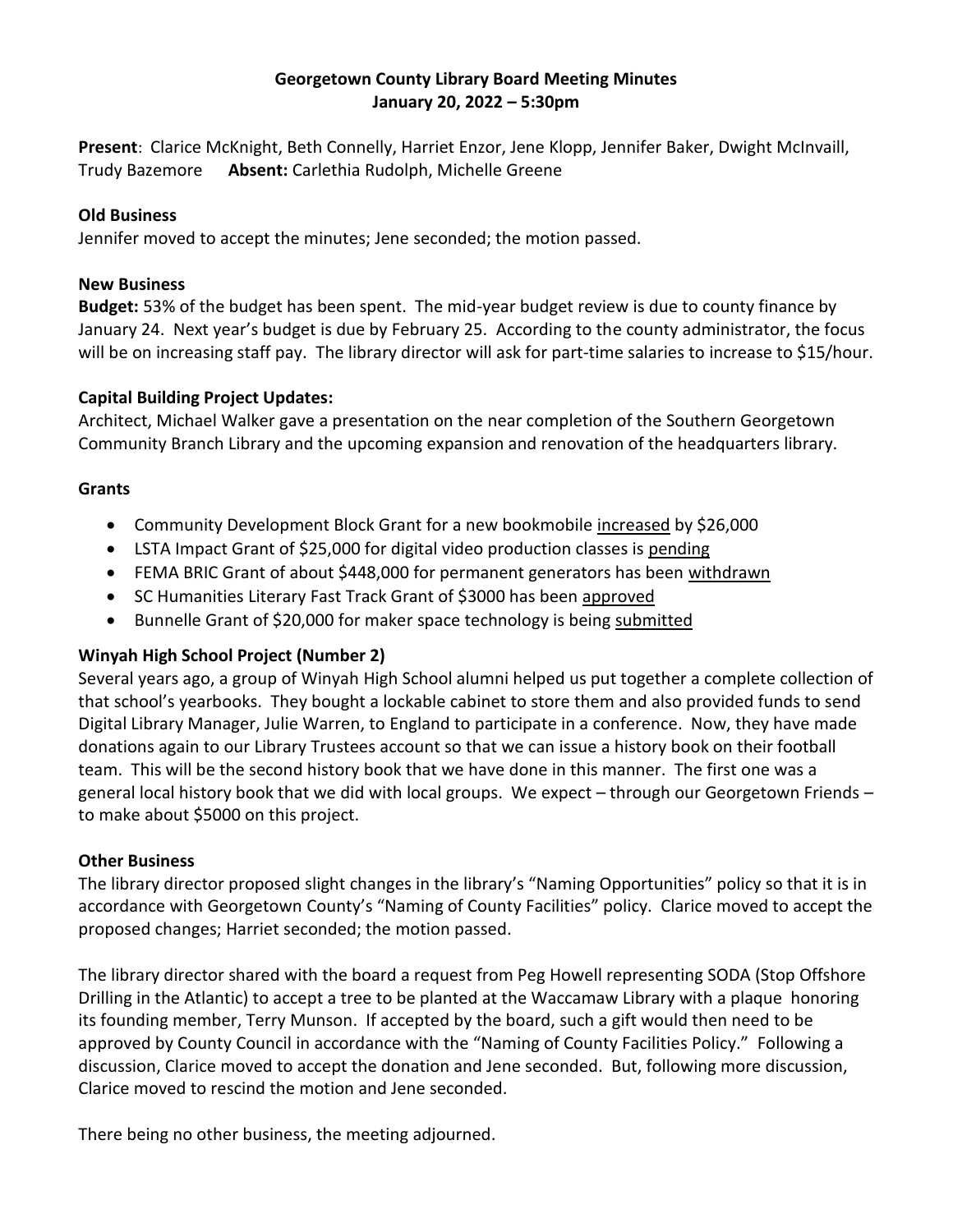# Georgetown County Library Board Meeting Minutes
## January 20, 2022 – 5:30pm

**Present**: Clarice McKnight, Beth Connelly, Harriet Enzor, Jene Klopp, Jennifer Baker, Dwight McInvaill, Trudy Bazemore **Absent:** Carlethia Rudolph, Michelle Greene

### Old Business

Jennifer moved to accept the minutes; Jene seconded; the motion passed.

### New Business

**Budget:** 53% of the budget has been spent. The mid-year budget review is due to county finance by January 24. Next year's budget is due by February 25. According to the county administrator, the focus will be on increasing staff pay. The library director will ask for part-time salaries to increase to $15/hour.

### Capital Building Project Updates:

Architect, Michael Walker gave a presentation on the near completion of the Southern Georgetown Community Branch Library and the upcoming expansion and renovation of the headquarters library.

### Grants

- Community Development Block Grant for a new bookmobile increased by $26,000
- LSTA Impact Grant of $25,000 for digital video production classes is pending
- FEMA BRIC Grant of about $448,000 for permanent generators has been withdrawn
- SC Humanities Literary Fast Track Grant of $3000 has been approved
- Bunnelle Grant of $20,000 for maker space technology is being submitted

### Winyah High School Project (Number 2)

Several years ago, a group of Winyah High School alumni helped us put together a complete collection of that school's yearbooks. They bought a lockable cabinet to store them and also provided funds to send Digital Library Manager, Julie Warren, to England to participate in a conference. Now, they have made donations again to our Library Trustees account so that we can issue a history book on their football team. This will be the second history book that we have done in this manner. The first one was a general local history book that we did with local groups. We expect – through our Georgetown Friends – to make about $5000 on this project.

### Other Business

The library director proposed slight changes in the library's "Naming Opportunities" policy so that it is in accordance with Georgetown County's "Naming of County Facilities" policy. Clarice moved to accept the proposed changes; Harriet seconded; the motion passed.

The library director shared with the board a request from Peg Howell representing SODA (Stop Offshore Drilling in the Atlantic) to accept a tree to be planted at the Waccamaw Library with a plaque honoring its founding member, Terry Munson. If accepted by the board, such a gift would then need to be approved by County Council in accordance with the "Naming of County Facilities Policy." Following a discussion, Clarice moved to accept the donation and Jene seconded. But, following more discussion, Clarice moved to rescind the motion and Jene seconded.

There being no other business, the meeting adjourned.